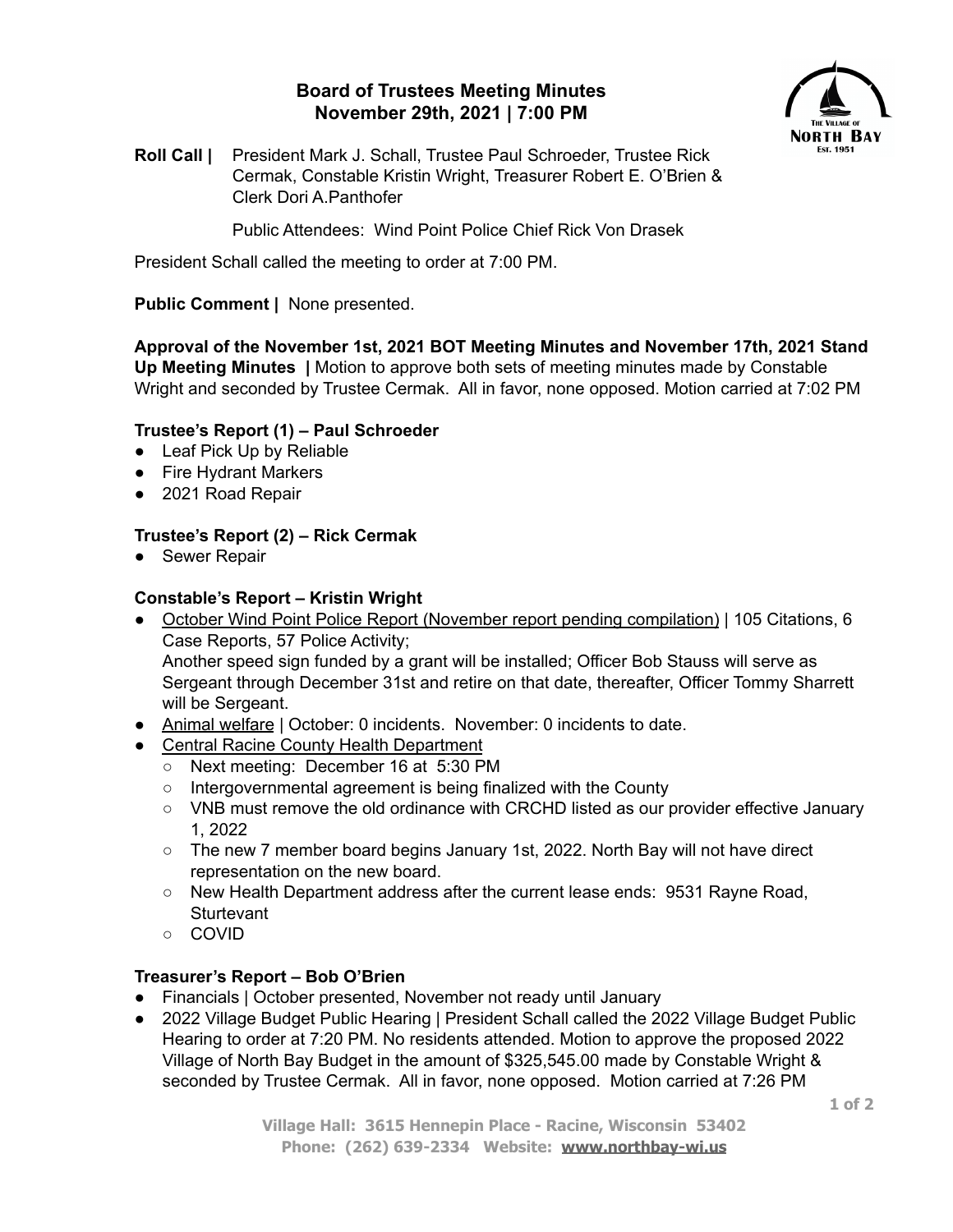# Board of Trustees Meeting Minutes
## November 29th, 2021 | 7:00 PM

**Roll Call |** President Mark J. Schall, Trustee Paul Schroeder, Trustee Rick Cermak, Constable Kristin Wright, Treasurer Robert E. O'Brien & Clerk Dori A.Panthofer

Public Attendees: Wind Point Police Chief Rick Von Drasek

President Schall called the meeting to order at 7:00 PM.

**Public Comment |** None presented.

**Approval of the November 1st, 2021 BOT Meeting Minutes and November 17th, 2021 Stand Up Meeting Minutes |** Motion to approve both sets of meeting minutes made by Constable Wright and seconded by Trustee Cermak. All in favor, none opposed. Motion carried at 7:02 PM

**Trustee's Report (1) – Paul Schroeder**

- Leaf Pick Up by Reliable
- Fire Hydrant Markers
- 2021 Road Repair

**Trustee's Report (2) – Rick Cermak**

- Sewer Repair

**Constable's Report – Kristin Wright**

- October Wind Point Police Report (November report pending compilation) | 105 Citations, 6 Case Reports, 57 Police Activity;
  Another speed sign funded by a grant will be installed; Officer Bob Stauss will serve as Sergeant through December 31st and retire on that date, thereafter, Officer Tommy Sharrett will be Sergeant.
- Animal welfare | October: 0 incidents. November: 0 incidents to date.
- Central Racine County Health Department
  - Next meeting: December 16 at 5:30 PM
  - Intergovernmental agreement is being finalized with the County
  - VNB must remove the old ordinance with CRCHD listed as our provider effective January 1, 2022
  - The new 7 member board begins January 1st, 2022. North Bay will not have direct representation on the new board.
  - New Health Department address after the current lease ends: 9531 Rayne Road, Sturtevant
  - COVID

**Treasurer's Report – Bob O'Brien**

- Financials | October presented, November not ready until January
- 2022 Village Budget Public Hearing | President Schall called the 2022 Village Budget Public Hearing to order at 7:20 PM. No residents attended. Motion to approve the proposed 2022 Village of North Bay Budget in the amount of $325,545.00 made by Constable Wright & seconded by Trustee Cermak. All in favor, none opposed. Motion carried at 7:26 PM

Village Hall: 3615 Hennepin Place - Racine, Wisconsin 53402
Phone: (262) 639-2334 Website: www.northbay-wi.us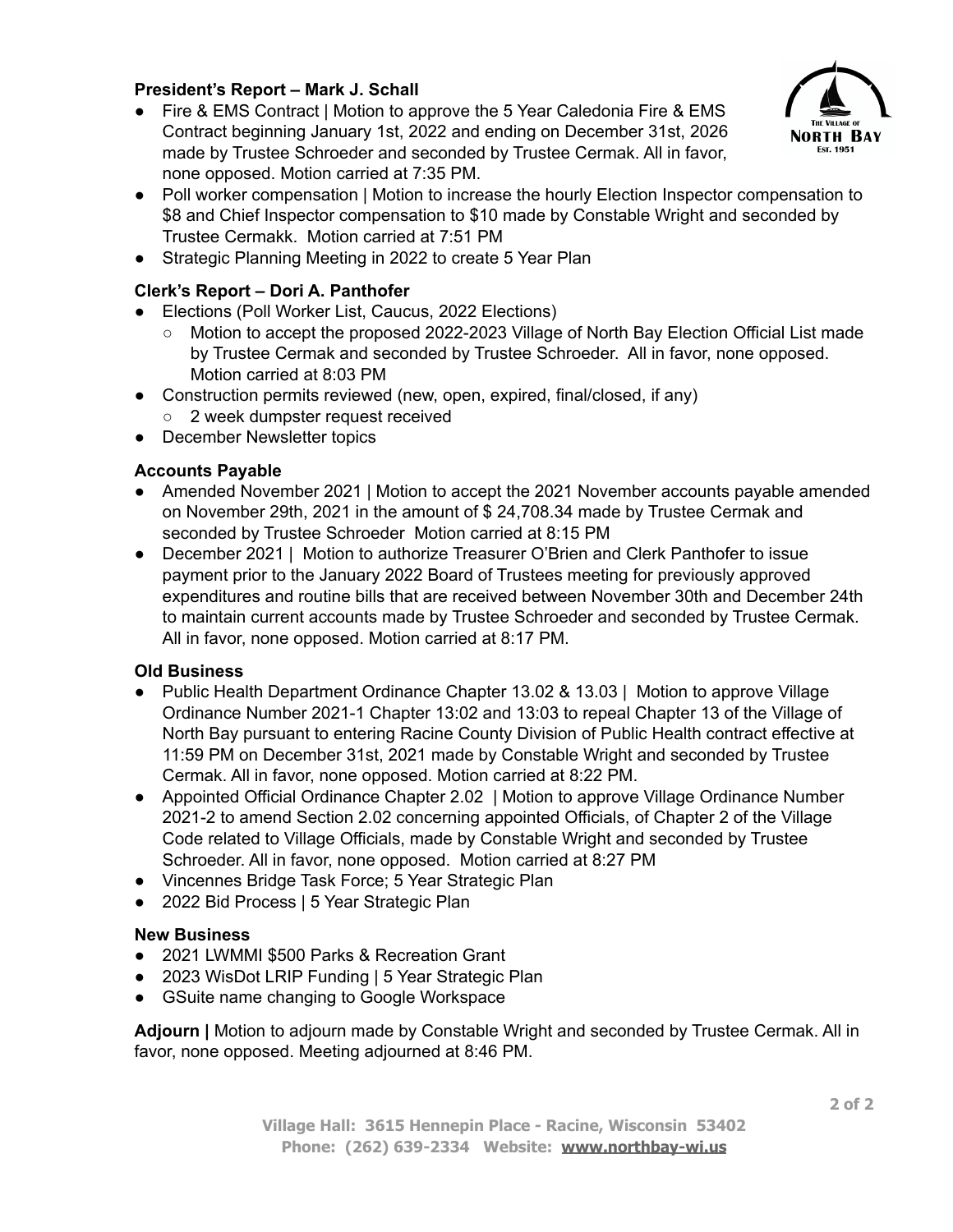**President's Report – Mark J. Schall**

- Fire & EMS Contract | Motion to approve the 5 Year Caledonia Fire & EMS Contract beginning January 1st, 2022 and ending on December 31st, 2026 made by Trustee Schroeder and seconded by Trustee Cermak. All in favor, none opposed. Motion carried at 7:35 PM.
- Poll worker compensation | Motion to increase the hourly Election Inspector compensation to $8 and Chief Inspector compensation to $10 made by Constable Wright and seconded by Trustee Cermakk. Motion carried at 7:51 PM
- Strategic Planning Meeting in 2022 to create 5 Year Plan

**Clerk's Report – Dori A. Panthofer**

- Elections (Poll Worker List, Caucus, 2022 Elections)
  - Motion to accept the proposed 2022-2023 Village of North Bay Election Official List made by Trustee Cermak and seconded by Trustee Schroeder. All in favor, none opposed. Motion carried at 8:03 PM
- Construction permits reviewed (new, open, expired, final/closed, if any)
  - 2 week dumpster request received
- December Newsletter topics

**Accounts Payable**

- Amended November 2021 | Motion to accept the 2021 November accounts payable amended on November 29th, 2021 in the amount of $ 24,708.34 made by Trustee Cermak and seconded by Trustee Schroeder Motion carried at 8:15 PM
- December 2021 | Motion to authorize Treasurer O'Brien and Clerk Panthofer to issue payment prior to the January 2022 Board of Trustees meeting for previously approved expenditures and routine bills that are received between November 30th and December 24th to maintain current accounts made by Trustee Schroeder and seconded by Trustee Cermak. All in favor, none opposed. Motion carried at 8:17 PM.

**Old Business**

- Public Health Department Ordinance Chapter 13.02 & 13.03 | Motion to approve Village Ordinance Number 2021-1 Chapter 13:02 and 13:03 to repeal Chapter 13 of the Village of North Bay pursuant to entering Racine County Division of Public Health contract effective at 11:59 PM on December 31st, 2021 made by Constable Wright and seconded by Trustee Cermak. All in favor, none opposed. Motion carried at 8:22 PM.
- Appointed Official Ordinance Chapter 2.02 | Motion to approve Village Ordinance Number 2021-2 to amend Section 2.02 concerning appointed Officials, of Chapter 2 of the Village Code related to Village Officials, made by Constable Wright and seconded by Trustee Schroeder. All in favor, none opposed. Motion carried at 8:27 PM
- Vincennes Bridge Task Force; 5 Year Strategic Plan
- 2022 Bid Process | 5 Year Strategic Plan

**New Business**

- 2021 LWMMI $500 Parks & Recreation Grant
- 2023 WisDot LRIP Funding | 5 Year Strategic Plan
- GSuite name changing to Google Workspace

**Adjourn |** Motion to adjourn made by Constable Wright and seconded by Trustee Cermak. All in favor, none opposed. Meeting adjourned at 8:46 PM.

Village Hall: 3615 Hennepin Place - Racine, Wisconsin 53402
Phone: (262) 639-2334 Website: www.northbay-wi.us